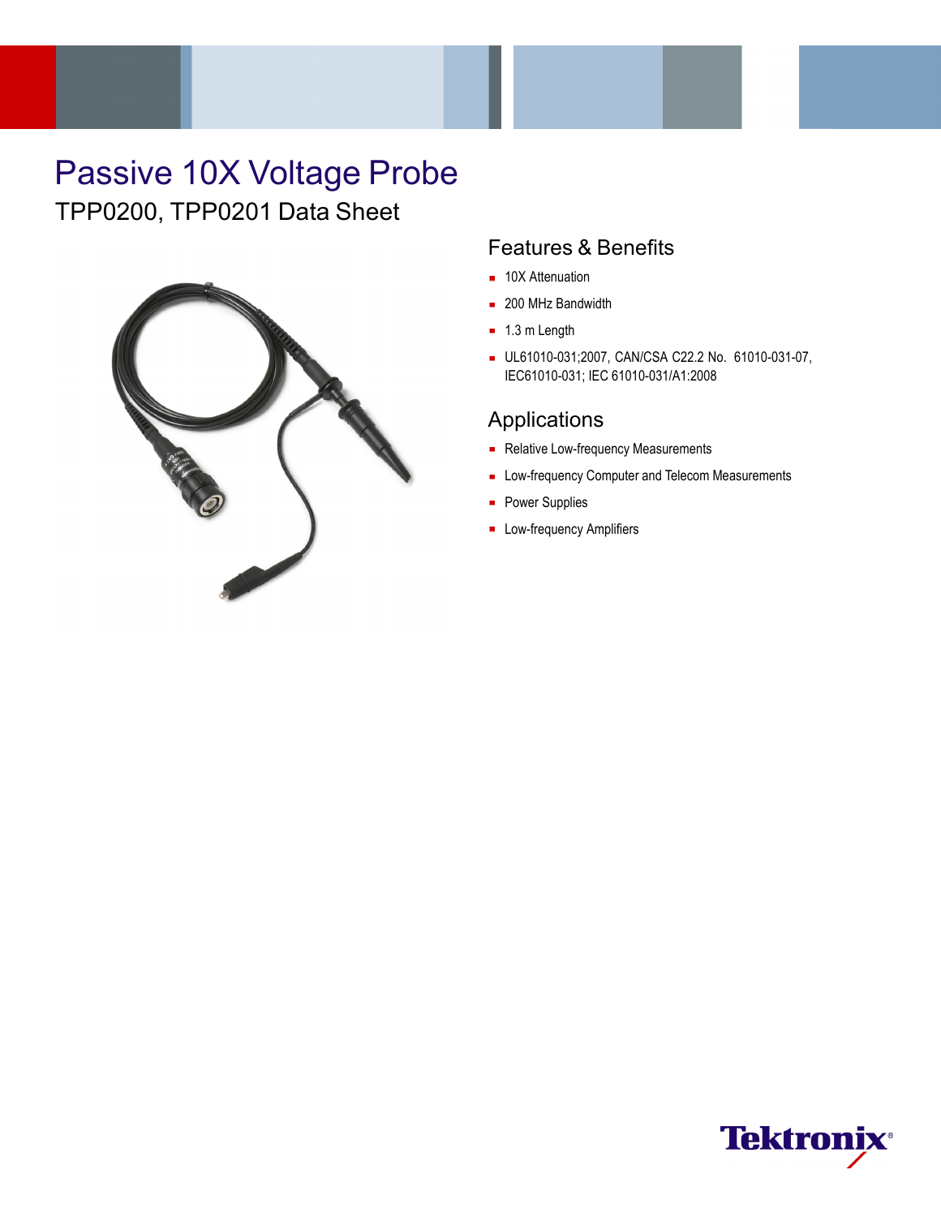# Passive 10X Voltage Probe

## TPP0200, TPP0201 Data Sheet

### Features & Benefits

- 10X Attenuation
- 200 MHz Bandwidth
- 1.3 m Length
- UL61010-031;2007, CAN/CSA C22.2 No. 61010-031-07, IEC61010-031; IEC 61010-031/A1:2008

### Applications

- Relative Low-frequency Measurements
- Low-frequency Computer and Telecom Measurements
- Power Supplies
- Low-frequency Amplifiers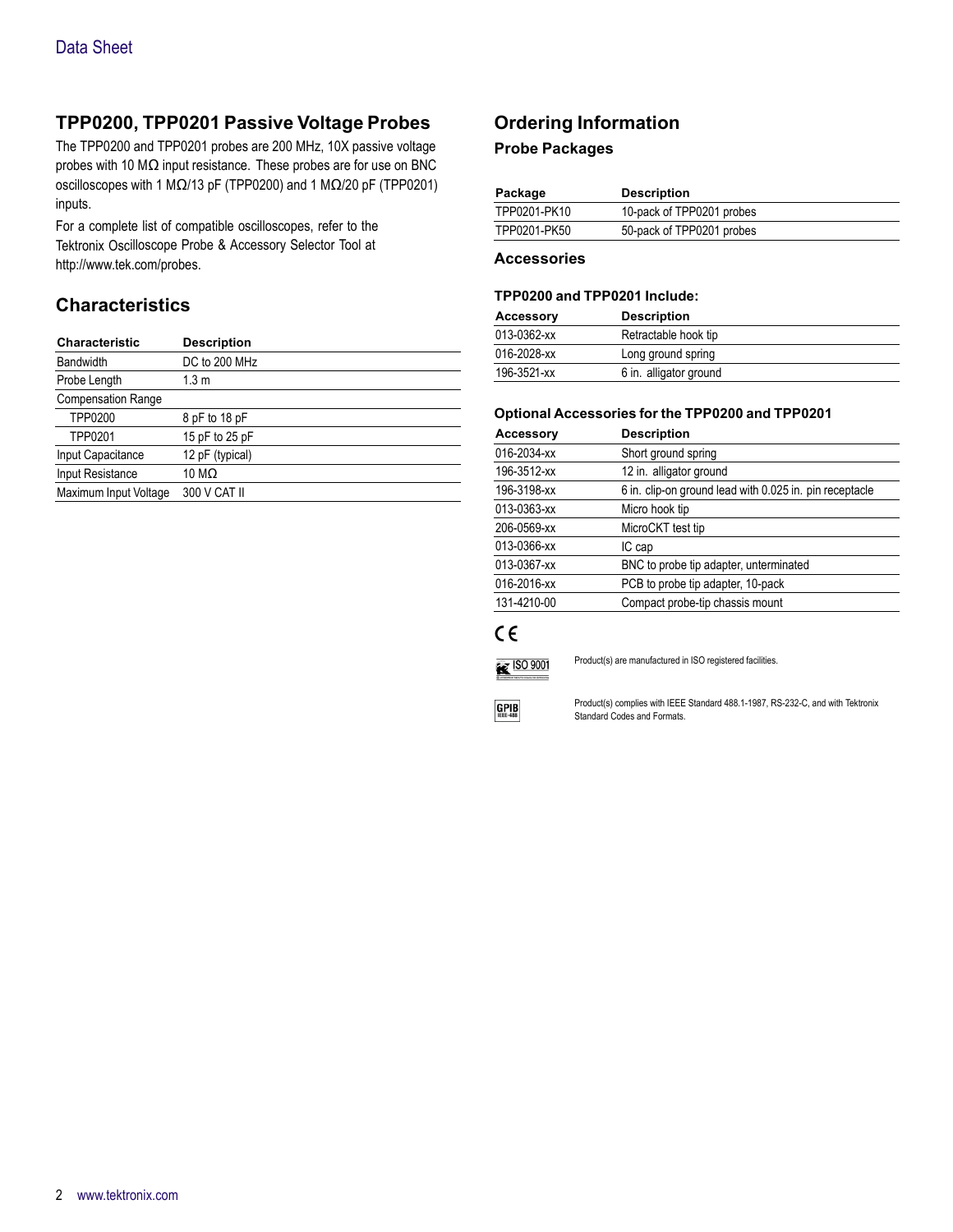## TPP0200, TPP0201 Passive Voltage Probes

The TPP0200 and TPP0201 probes are 200 MHz, 10X passive voltage probes with 10 MΩ input resistance. These probes are for use on BNC oscilloscopes with 1 MΩ/13 pF (TPP0200) and 1 MΩ/20 pF (TPP0201) inputs.

For a complete list of compatible oscilloscopes, refer to the Tektronix Oscilloscope Probe & Accessory Selector Tool at http://www.tek.com/probes.

## Characteristics

| Characteristic | Description |
|---|---|
| Bandwidth | DC to 200 MHz |
| Probe Length | 1.3 m |
| Compensation Range | |
| TPP0200 | 8 pF to 18 pF |
| TPP0201 | 15 pF to 25 pF |
| Input Capacitance | 12 pF (typical) |
| Input Resistance | 10 MΩ |
| Maximum Input Voltage | 300 V CAT II |

## Ordering Information

### Probe Packages

| Package | Description |
|---|---|
| TPP0201-PK10 | 10-pack of TPP0201 probes |
| TPP0201-PK50 | 50-pack of TPP0201 probes |

### Accessories

#### TPP0200 and TPP0201 Include:

| Accessory | Description |
|---|---|
| 013-0362-xx | Retractable hook tip |
| 016-2028-xx | Long ground spring |
| 196-3521-xx | 6 in. alligator ground |

#### Optional Accessories for the TPP0200 and TPP0201

| Accessory | Description |
|---|---|
| 016-2034-xx | Short ground spring |
| 196-3512-xx | 12 in. alligator ground |
| 196-3198-xx | 6 in. clip-on ground lead with 0.025 in. pin receptacle |
| 013-0363-xx | Micro hook tip |
| 206-0569-xx | MicroCKT test tip |
| 013-0366-xx | IC cap |
| 013-0367-xx | BNC to probe tip adapter, unterminated |
| 016-2016-xx | PCB to probe tip adapter, 10-pack |
| 131-4210-00 | Compact probe-tip chassis mount |

CE

ISO 9001 — Product(s) are manufactured in ISO registered facilities.

GPIB IEEE-488 — Product(s) complies with IEEE Standard 488.1-1987, RS-232-C, and with Tektronix Standard Codes and Formats.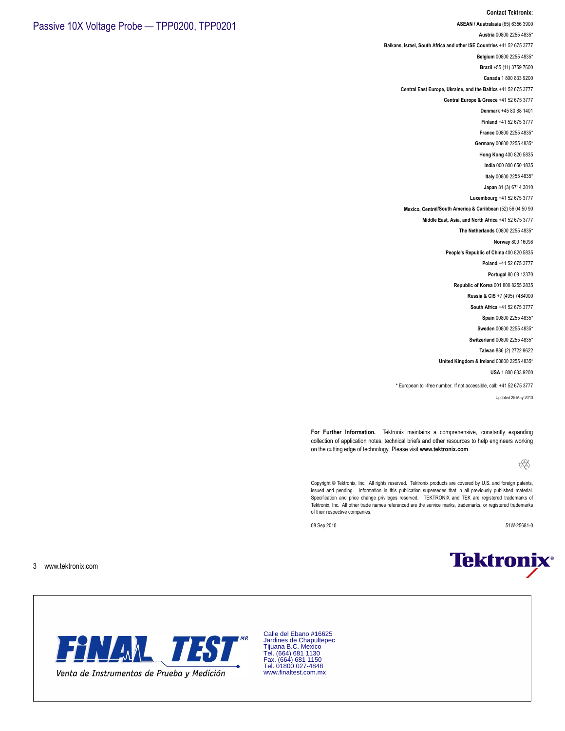**Contact Tektronix:**

**ASEAN / Australasia** (65) 6356 3900

**Austria** 00800 2255 4835*

**Balkans, Israel, South Africa and other ISE Countries** +41 52 675 3777

**Belgium** 00800 2255 4835*

**Brazil** +55 (11) 3759 7600

**Canada** 1 800 833 9200

**Central East Europe, Ukraine, and the Baltics** +41 52 675 3777

**Central Europe & Greece** +41 52 675 3777

**Denmark** +45 80 88 1401

**Finland** +41 52 675 3777

**France** 00800 2255 4835*

**Germany** 00800 2255 4835*

**Hong Kong** 400 820 5835

**India** 000 800 650 1835

**Italy** 00800 2255 4835*

**Japan** 81 (3) 6714 3010

**Luxembourg** +41 52 675 3777

**Mexico, Central/South America & Caribbean** (52) 56 04 50 90

**Middle East, Asia, and North Africa** +41 52 675 3777

**The Netherlands** 00800 2255 4835*

**Norway** 800 16098

**People's Republic of China** 400 820 5835

**Poland** +41 52 675 3777

**Portugal** 80 08 12370

**Republic of Korea** 001 800 8255 2835

**Russia & CIS** +7 (495) 7484900

**South Africa** +41 52 675 3777

**Spain** 00800 2255 4835*

**Sweden** 00800 2255 4835*

**Switzerland** 00800 2255 4835*

**Taiwan** 886 (2) 2722 9622

**United Kingdom & Ireland** 00800 2255 4835*

**USA** 1 800 833 9200

* European toll-free number. If not accessible, call: +41 52 675 3777

Updated 25 May 2010

**For Further Information.** Tektronix maintains a comprehensive, constantly expanding collection of application notes, technical briefs and other resources to help engineers working on the cutting edge of technology. Please visit **www.tektronix.com**

Copyright © Tektronix, Inc. All rights reserved. Tektronix products are covered by U.S. and foreign patents, issued and pending. Information in this publication supersedes that in all previously published material. Specification and price change privileges reserved. TEKTRONIX and TEK are registered trademarks of Tektronix, Inc. All other trade names referenced are the service marks, trademarks, or registered trademarks of their respective companies.

08 Sep 2010 51W-25681-0

Tektronix

FiNAL TEST[MR]

Venta de Instrumentos de Prueba y Medición

Calle del Ebano #16625
Jardines de Chapultepec
Tijuana B.C. Mexico
Tel. (664) 681 1130
Fax. (664) 681 1150
Tel. 01800 027-4848
www.finaltest.com.mx